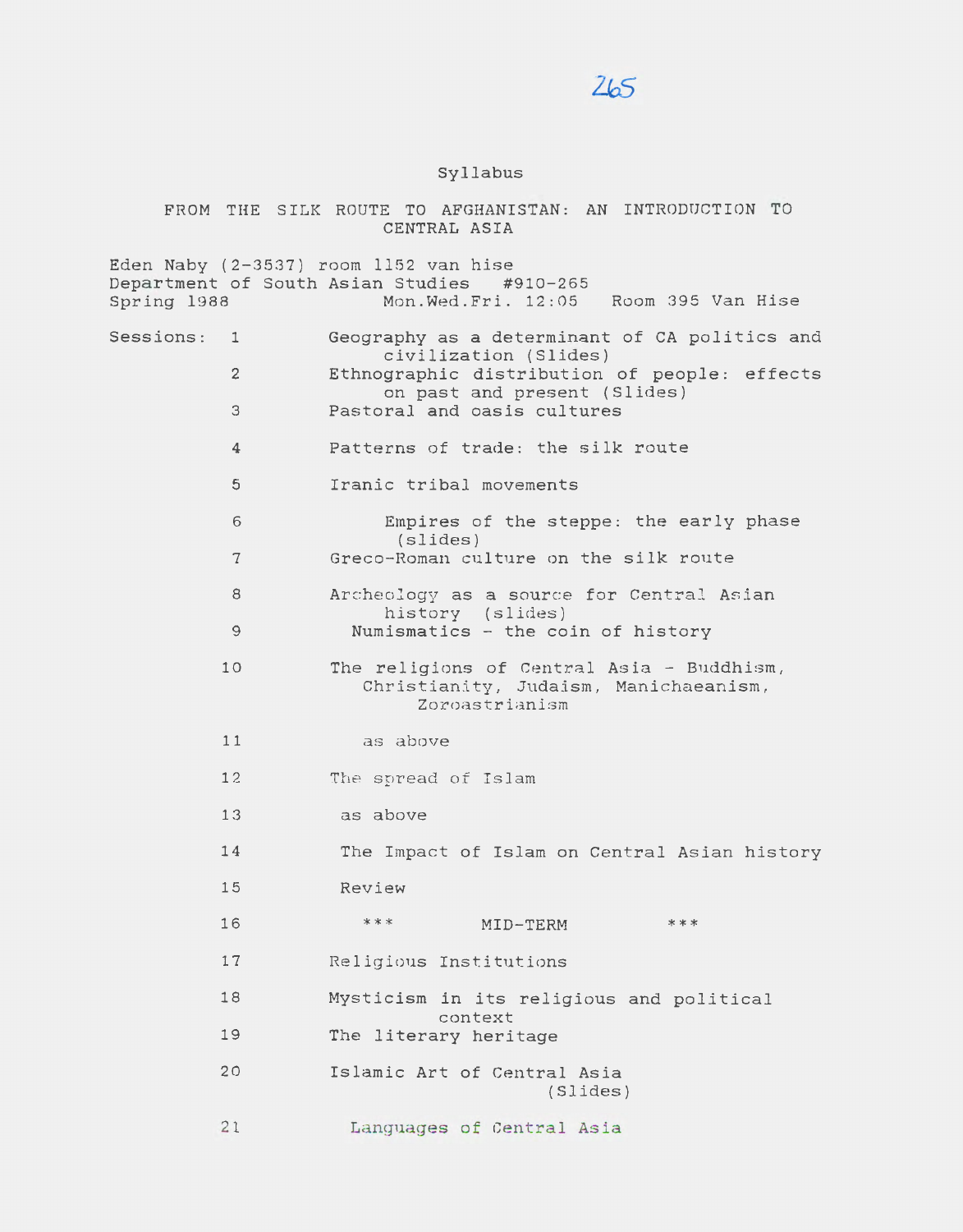# Syllabus

## FROM THE SILK ROUTE TO AFGHANISTAN: AN INTRODUCTION TO CENTRAL ASIA

Eden Naby (2-3537) room 1152 van hise
Department of South Asian Studies #910-265
Spring 1988 Mon.Wed.Fri. 12:05 Room 395 Van Hise

| Sessions: | |
|---|---|
| 1 | Geography as a determinant of CA politics and civilization (Slides) |
| 2 | Ethnographic distribution of people: effects on past and present (Slides) |
| 3 | Pastoral and oasis cultures |
| 4 | Patterns of trade: the silk route |
| 5 | Iranic tribal movements |
| 6 | Empires of the steppe: the early phase (slides) |
| 7 | Greco-Roman culture on the silk route |
| 8 | Archeology as a source for Central Asian history (slides) |
| 9 | Numismatics - the coin of history |
| 10 | The religions of Central Asia - Buddhism, Christianity, Judaism, Manichaeanism, Zoroastrianism |
| 11 | as above |
| 12 | The spread of Islam |
| 13 | as above |
| 14 | The Impact of Islam on Central Asian history |
| 15 | Review |
| 16 | *** MID-TERM *** |
| 17 | Religious Institutions |
| 18 | Mysticism in its religious and political context |
| 19 | The literary heritage |
| 20 | Islamic Art of Central Asia (Slides) |
| 21 | Languages of Central Asia |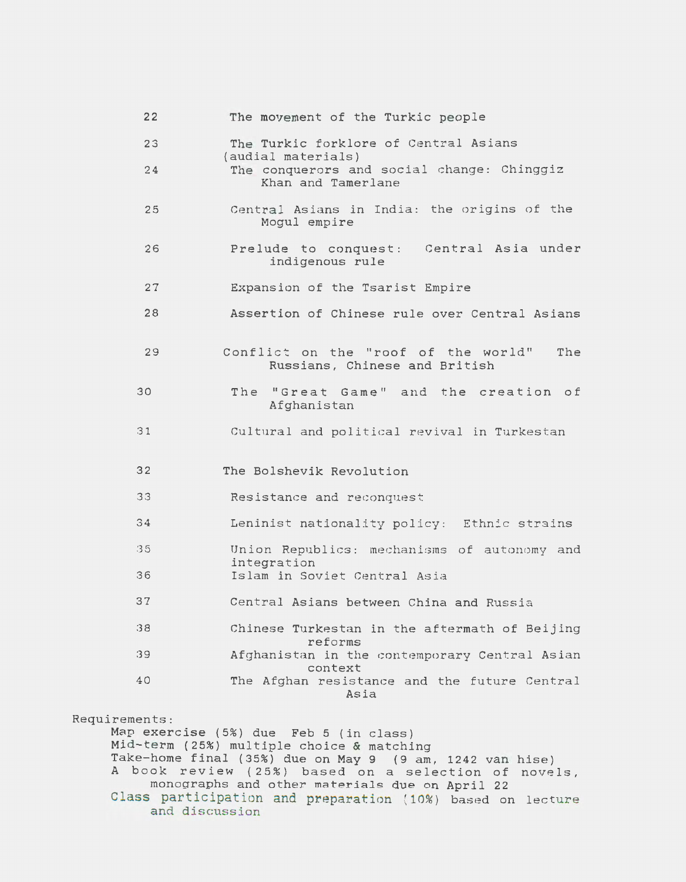| | |
|---|---|
| 22 | The movement of the Turkic people |
| 23 | The Turkic forklore of Central Asians (audial materials) |
| 24 | The conquerors and social change: Chinggiz Khan and Tamerlane |
| 25 | Central Asians in India: the origins of the Mogul empire |
| 26 | Prelude to conquest: Central Asia under indigenous rule |
| 27 | Expansion of the Tsarist Empire |
| 28 | Assertion of Chinese rule over Central Asians |
| 29 | Conflict on the "roof of the world" The Russians, Chinese and British |
| 30 | The "Great Game" and the creation of Afghanistan |
| 31 | Cultural and political revival in Turkestan |
| 32 | The Bolshevik Revolution |
| 33 | Resistance and reconquest |
| 34 | Leninist nationality policy: Ethnic strains |
| 35 | Union Republics: mechanisms of autonomy and integration |
| 36 | Islam in Soviet Central Asia |
| 37 | Central Asians between China and Russia |
| 38 | Chinese Turkestan in the aftermath of Beijing reforms |
| 39 | Afghanistan in the contemporary Central Asian context |
| 40 | The Afghan resistance and the future Central Asia |

Requirements:

- Map exercise (5%) due Feb 5 (in class)
- Mid-term (25%) multiple choice & matching
- Take-home final (35%) due on May 9 (9 am, 1242 van hise)
- A book review (25%) based on a selection of novels, monographs and other materials due on April 22
- Class participation and preparation (10%) based on lecture and discussion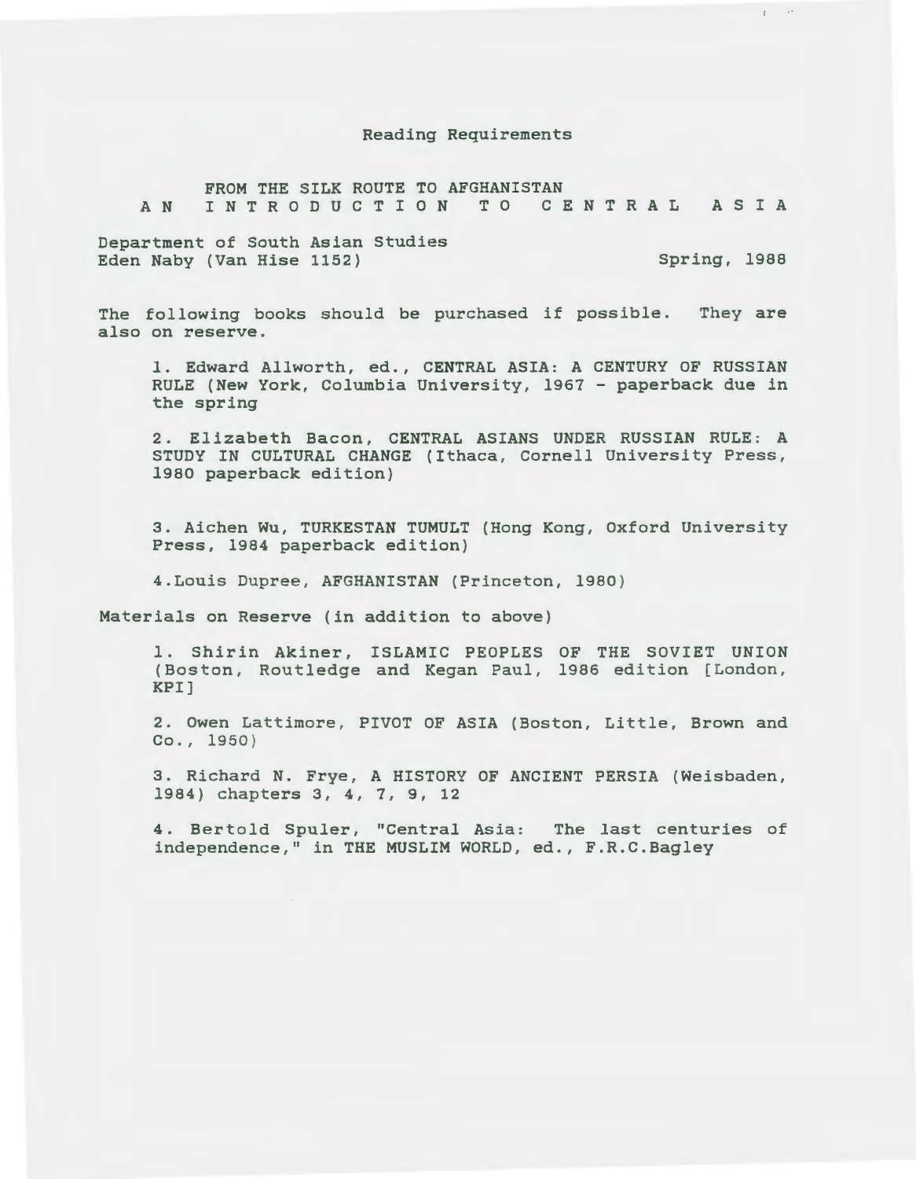## Reading Requirements

### FROM THE SILK ROUTE TO AFGHANISTAN
### AN INTRODUCTION TO CENTRAL ASIA

Department of South Asian Studies
Eden Naby (Van Hise 1152) Spring, 1988

The following books should be purchased if possible. They are also on reserve.

1. Edward Allworth, ed., CENTRAL ASIA: A CENTURY OF RUSSIAN RULE (New York, Columbia University, 1967 - paperback due in the spring

2. Elizabeth Bacon, CENTRAL ASIANS UNDER RUSSIAN RULE: A STUDY IN CULTURAL CHANGE (Ithaca, Cornell University Press, 1980 paperback edition)

3. Aichen Wu, TURKESTAN TUMULT (Hong Kong, Oxford University Press, 1984 paperback edition)

4. Louis Dupree, AFGHANISTAN (Princeton, 1980)

Materials on Reserve (in addition to above)

1. Shirin Akiner, ISLAMIC PEOPLES OF THE SOVIET UNION (Boston, Routledge and Kegan Paul, 1986 edition [London, KPI]

2. Owen Lattimore, PIVOT OF ASIA (Boston, Little, Brown and Co., 1950)

3. Richard N. Frye, A HISTORY OF ANCIENT PERSIA (Weisbaden, 1984) chapters 3, 4, 7, 9, 12

4. Bertold Spuler, "Central Asia: The last centuries of independence," in THE MUSLIM WORLD, ed., F.R.C.Bagley